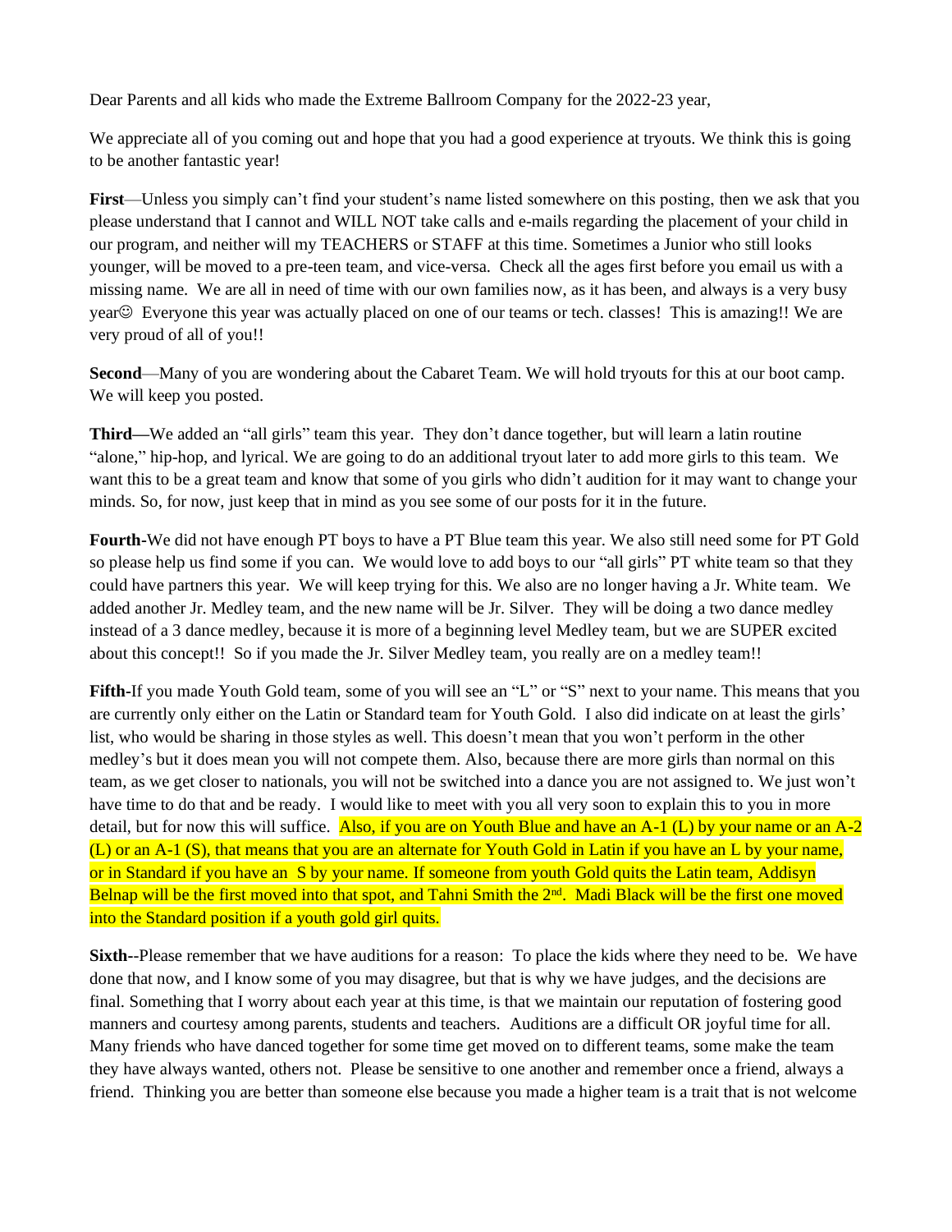Dear Parents and all kids who made the Extreme Ballroom Company for the 2022-23 year,

We appreciate all of you coming out and hope that you had a good experience at tryouts. We think this is going to be another fantastic year!

**First**—Unless you simply can't find your student's name listed somewhere on this posting, then we ask that you please understand that I cannot and WILL NOT take calls and e-mails regarding the placement of your child in our program, and neither will my TEACHERS or STAFF at this time. Sometimes a Junior who still looks younger, will be moved to a pre-teen team, and vice-versa. Check all the ages first before you email us with a missing name. We are all in need of time with our own families now, as it has been, and always is a very busy year☺ Everyone this year was actually placed on one of our teams or tech. classes! This is amazing!! We are very proud of all of you!!

**Second**—Many of you are wondering about the Cabaret Team. We will hold tryouts for this at our boot camp. We will keep you posted.

**Third—**We added an "all girls" team this year. They don't dance together, but will learn a latin routine "alone," hip-hop, and lyrical. We are going to do an additional tryout later to add more girls to this team. We want this to be a great team and know that some of you girls who didn't audition for it may want to change your minds. So, for now, just keep that in mind as you see some of our posts for it in the future.

**Fourth**-We did not have enough PT boys to have a PT Blue team this year. We also still need some for PT Gold so please help us find some if you can. We would love to add boys to our "all girls" PT white team so that they could have partners this year. We will keep trying for this. We also are no longer having a Jr. White team. We added another Jr. Medley team, and the new name will be Jr. Silver. They will be doing a two dance medley instead of a 3 dance medley, because it is more of a beginning level Medley team, but we are SUPER excited about this concept!! So if you made the Jr. Silver Medley team, you really are on a medley team!!

**Fifth**-If you made Youth Gold team, some of you will see an "L" or "S" next to your name. This means that you are currently only either on the Latin or Standard team for Youth Gold. I also did indicate on at least the girls' list, who would be sharing in those styles as well. This doesn't mean that you won't perform in the other medley's but it does mean you will not compete them. Also, because there are more girls than normal on this team, as we get closer to nationals, you will not be switched into a dance you are not assigned to. We just won't have time to do that and be ready. I would like to meet with you all very soon to explain this to you in more detail, but for now this will suffice. Also, if you are on Youth Blue and have an A-1 (L) by your name or an A-2 (L) or an A-1 (S), that means that you are an alternate for Youth Gold in Latin if you have an L by your name, or in Standard if you have an S by your name. If someone from youth Gold quits the Latin team, Addisyn Belnap will be the first moved into that spot, and Tahni Smith the 2nd. Madi Black will be the first one moved into the Standard position if a youth gold girl quits.

**Sixth**--Please remember that we have auditions for a reason: To place the kids where they need to be. We have done that now, and I know some of you may disagree, but that is why we have judges, and the decisions are final. Something that I worry about each year at this time, is that we maintain our reputation of fostering good manners and courtesy among parents, students and teachers. Auditions are a difficult OR joyful time for all. Many friends who have danced together for some time get moved on to different teams, some make the team they have always wanted, others not. Please be sensitive to one another and remember once a friend, always a friend. Thinking you are better than someone else because you made a higher team is a trait that is not welcome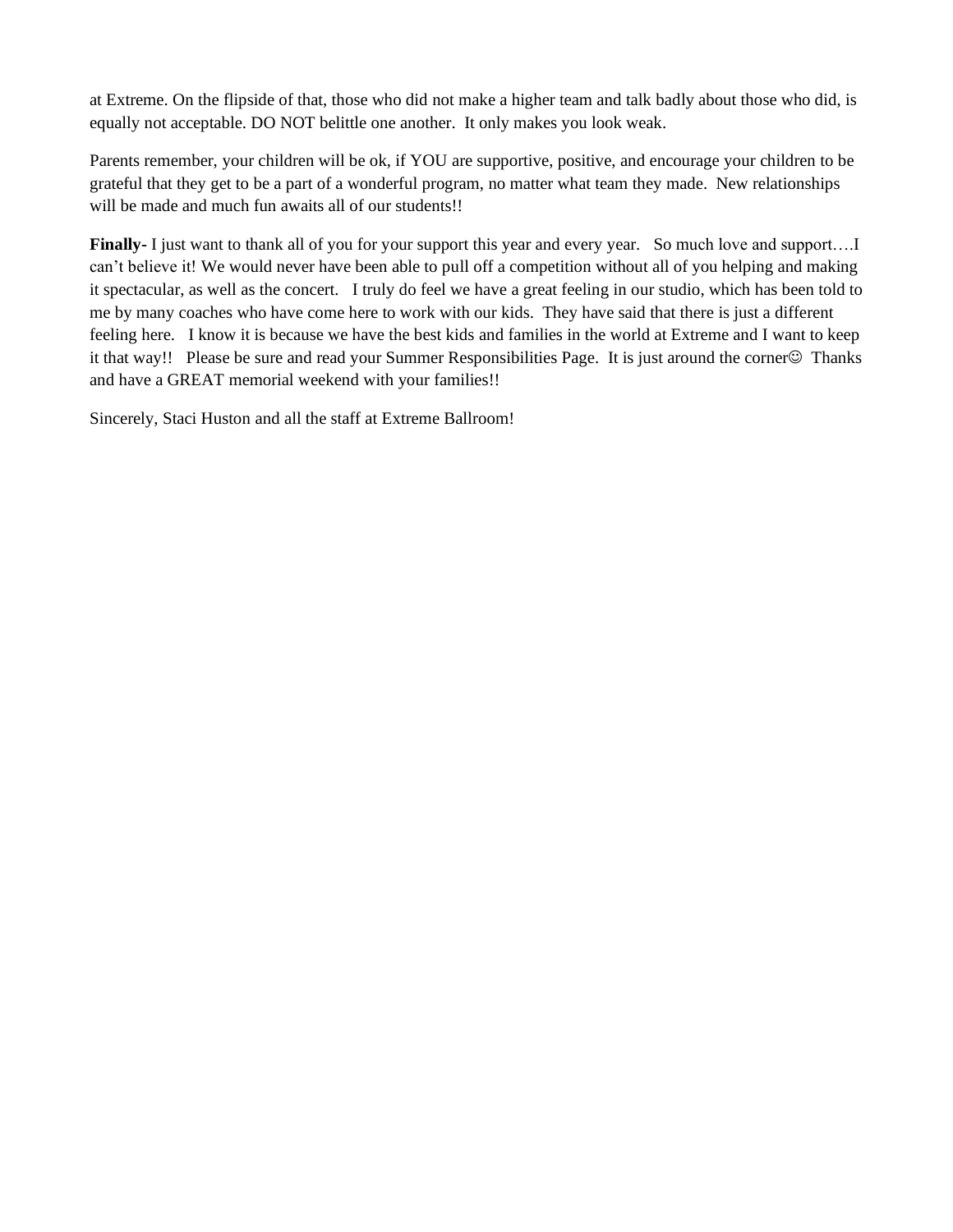at Extreme. On the flipside of that, those who did not make a higher team and talk badly about those who did, is equally not acceptable. DO NOT belittle one another.  It only makes you look weak.

Parents remember, your children will be ok, if YOU are supportive, positive, and encourage your children to be grateful that they get to be a part of a wonderful program, no matter what team they made.  New relationships will be made and much fun awaits all of our students!!

**Finally-** I just want to thank all of you for your support this year and every year.   So much love and support….I can't believe it! We would never have been able to pull off a competition without all of you helping and making it spectacular, as well as the concert.   I truly do feel we have a great feeling in our studio, which has been told to me by many coaches who have come here to work with our kids.  They have said that there is just a different feeling here.   I know it is because we have the best kids and families in the world at Extreme and I want to keep it that way!!   Please be sure and read your Summer Responsibilities Page.  It is just around the corner☺  Thanks and have a GREAT memorial weekend with your families!!

Sincerely, Staci Huston and all the staff at Extreme Ballroom!